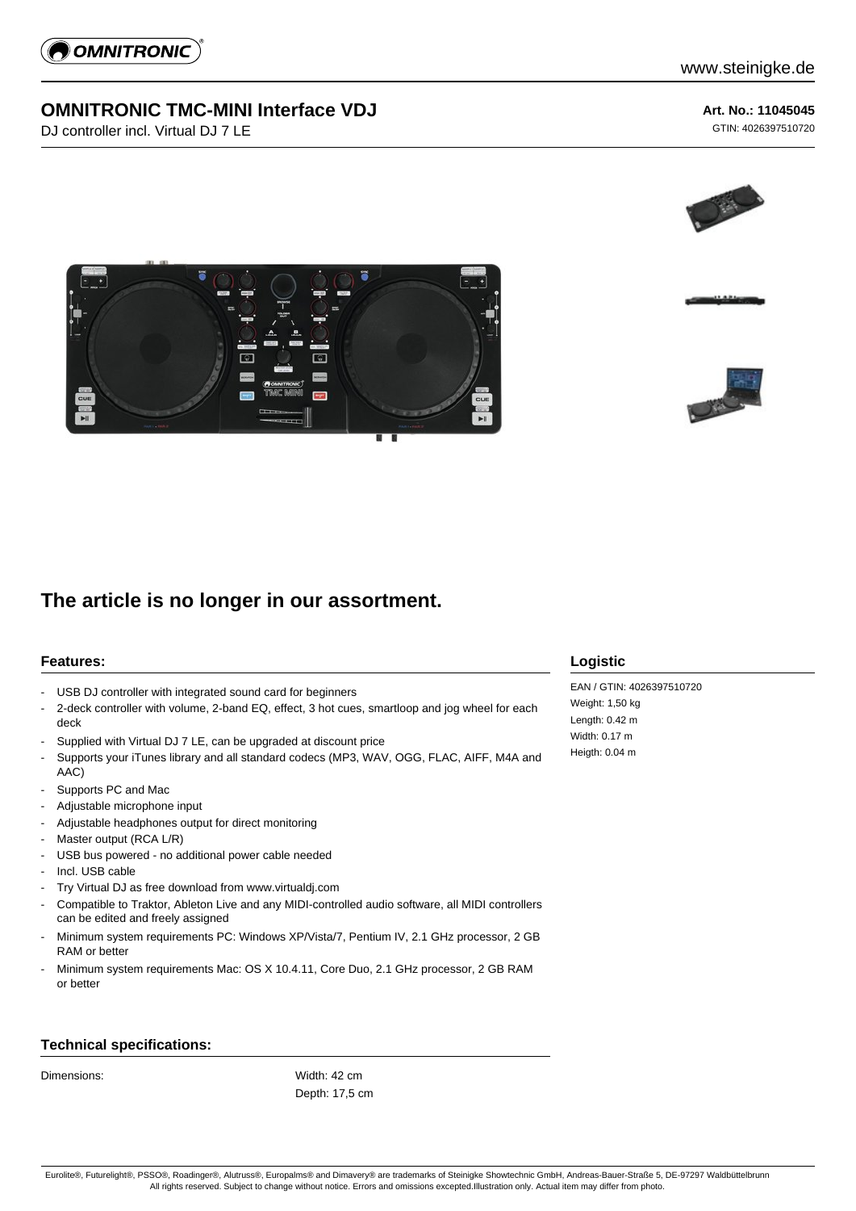www.steinigke.de

# OMNITRONIC TMC-MINI Interface VDJ

DJ controller incl. Virtual DJ 7 LE

**Art. No.: 11045045**
GTIN: 4026397510720

## The article is no longer in our assortment.

### Features:

- USB DJ controller with integrated sound card for beginners
- 2-deck controller with volume, 2-band EQ, effect, 3 hot cues, smartloop and jog wheel for each deck
- Supplied with Virtual DJ 7 LE, can be upgraded at discount price
- Supports your iTunes library and all standard codecs (MP3, WAV, OGG, FLAC, AIFF, M4A and AAC)
- Supports PC and Mac
- Adjustable microphone input
- Adjustable headphones output for direct monitoring
- Master output (RCA L/R)
- USB bus powered - no additional power cable needed
- Incl. USB cable
- Try Virtual DJ as free download from www.virtualdj.com
- Compatible to Traktor, Ableton Live and any MIDI-controlled audio software, all MIDI controllers can be edited and freely assigned
- Minimum system requirements PC: Windows XP/Vista/7, Pentium IV, 2.1 GHz processor, 2 GB RAM or better
- Minimum system requirements Mac: OS X 10.4.11, Core Duo, 2.1 GHz processor, 2 GB RAM or better

### Logistic

EAN / GTIN: 4026397510720
Weight: 1,50 kg
Length: 0.42 m
Width: 0.17 m
Heigth: 0.04 m

### Technical specifications:

| | |
|---|---|
| Dimensions: | Width: 42 cm<br>Depth: 17,5 cm |

Eurolite®, Futurelight®, PSSO®, Roadinger®, Alutruss®, Europalms® and Dimavery® are trademarks of Steinigke Showtechnic GmbH, Andreas-Bauer-Straße 5, DE-97297 Waldbüttelbrunn
All rights reserved. Subject to change without notice. Errors and omissions excepted.Illustration only. Actual item may differ from photo.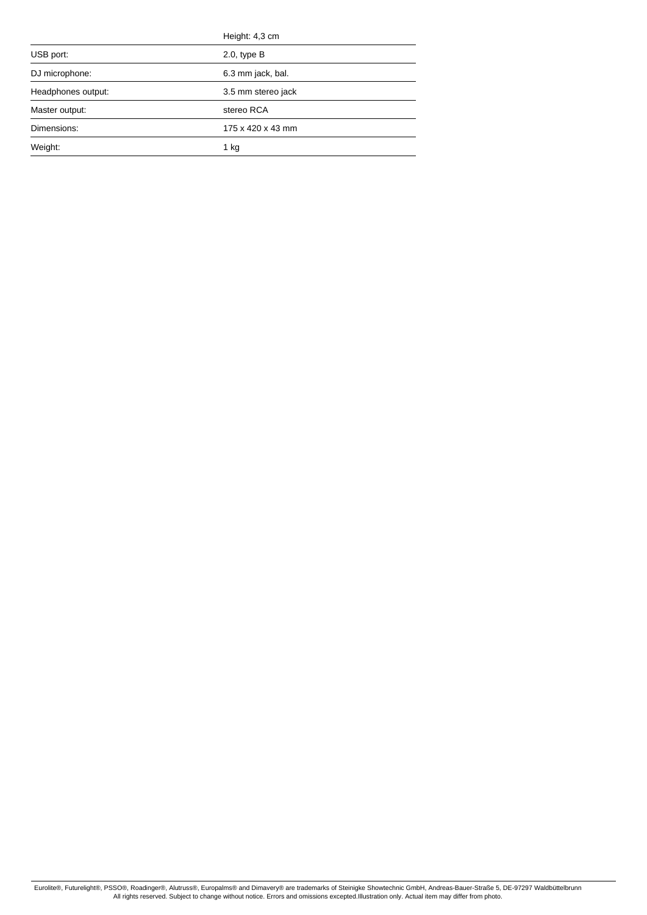| | |
|---|---|
| | Height: 4,3 cm |
| USB port: | 2.0, type B |
| DJ microphone: | 6.3 mm jack, bal. |
| Headphones output: | 3.5 mm stereo jack |
| Master output: | stereo RCA |
| Dimensions: | 175 x 420 x 43 mm |
| Weight: | 1 kg |

Eurolite®, Futurelight®, PSSO®, Roadinger®, Alutruss®, Europalms® and Dimavery® are trademarks of Steinigke Showtechnic GmbH, Andreas-Bauer-Straße 5, DE-97297 Waldbüttelbrunn
All rights reserved. Subject to change without notice. Errors and omissions excepted.Illustration only. Actual item may differ from photo.